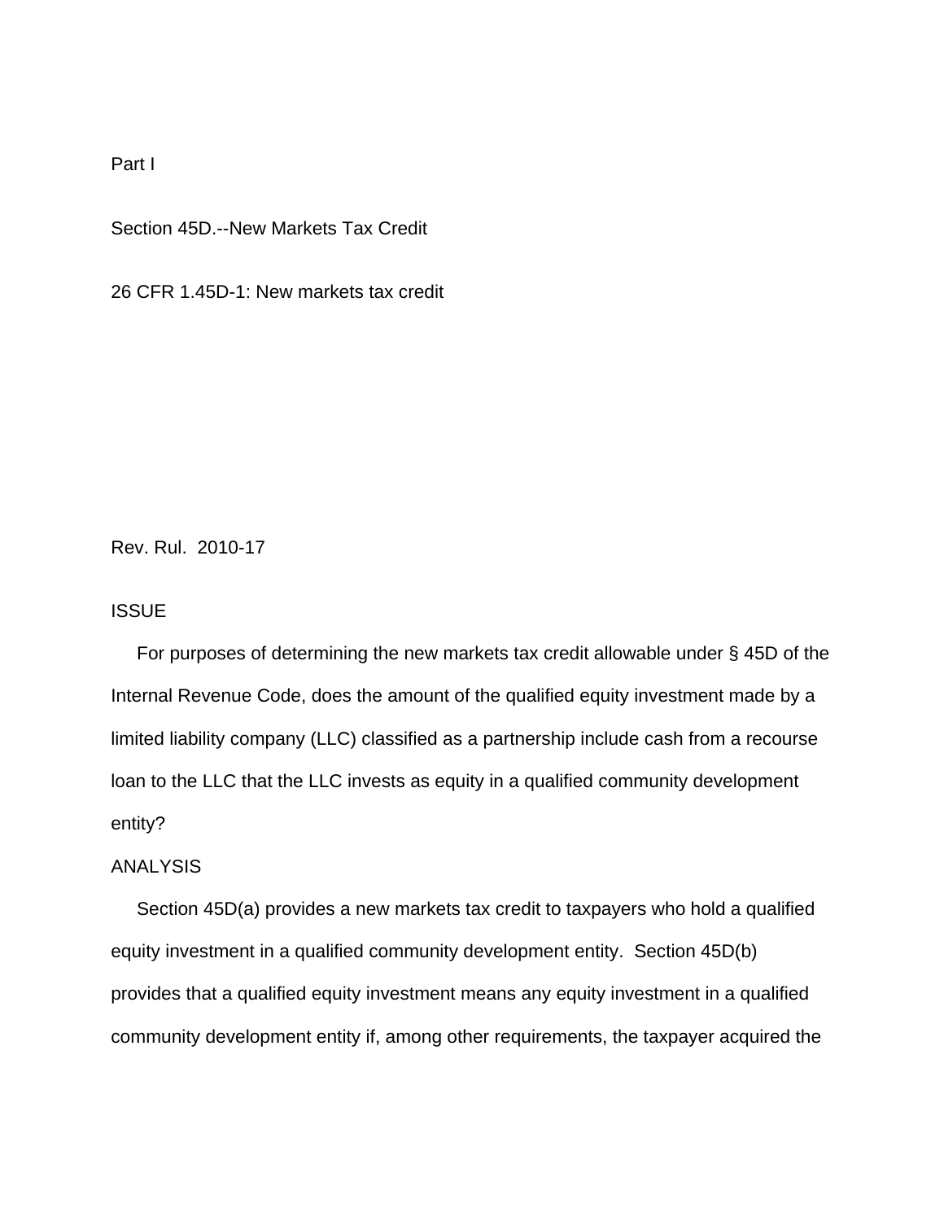Part I

Section 45D.--New Markets Tax Credit

26 CFR 1.45D-1: New markets tax credit

Rev. Rul. 2010-17

ISSUE

For purposes of determining the new markets tax credit allowable under § 45D of the Internal Revenue Code, does the amount of the qualified equity investment made by a limited liability company (LLC) classified as a partnership include cash from a recourse loan to the LLC that the LLC invests as equity in a qualified community development entity?

ANALYSIS

Section 45D(a) provides a new markets tax credit to taxpayers who hold a qualified equity investment in a qualified community development entity. Section 45D(b) provides that a qualified equity investment means any equity investment in a qualified community development entity if, among other requirements, the taxpayer acquired the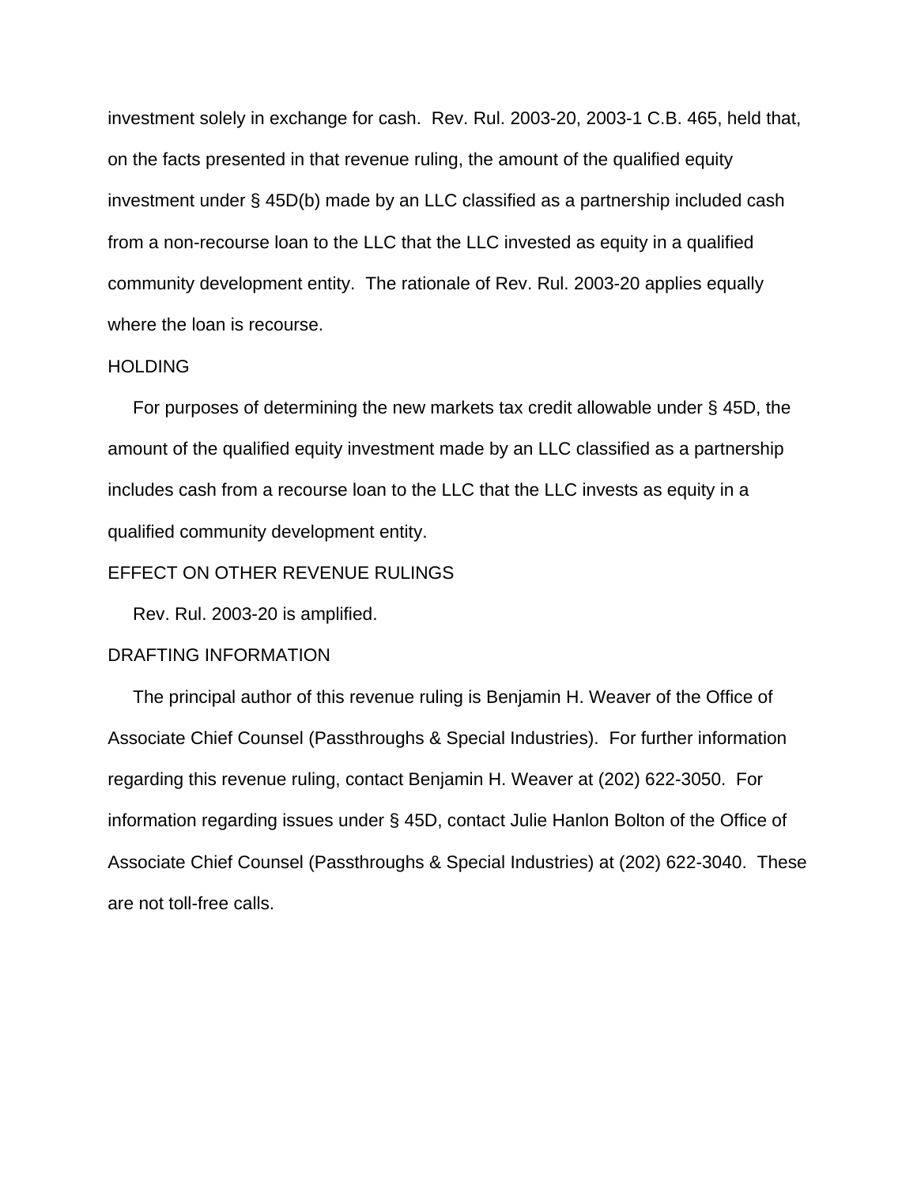investment solely in exchange for cash. Rev. Rul. 2003-20, 2003-1 C.B. 465, held that, on the facts presented in that revenue ruling, the amount of the qualified equity investment under § 45D(b) made by an LLC classified as a partnership included cash from a non-recourse loan to the LLC that the LLC invested as equity in a qualified community development entity. The rationale of Rev. Rul. 2003-20 applies equally where the loan is recourse.

## HOLDING

For purposes of determining the new markets tax credit allowable under § 45D, the amount of the qualified equity investment made by an LLC classified as a partnership includes cash from a recourse loan to the LLC that the LLC invests as equity in a qualified community development entity.

## EFFECT ON OTHER REVENUE RULINGS

Rev. Rul. 2003-20 is amplified.

## DRAFTING INFORMATION

The principal author of this revenue ruling is Benjamin H. Weaver of the Office of Associate Chief Counsel (Passthroughs & Special Industries). For further information regarding this revenue ruling, contact Benjamin H. Weaver at (202) 622-3050. For information regarding issues under § 45D, contact Julie Hanlon Bolton of the Office of Associate Chief Counsel (Passthroughs & Special Industries) at (202) 622-3040. These are not toll-free calls.